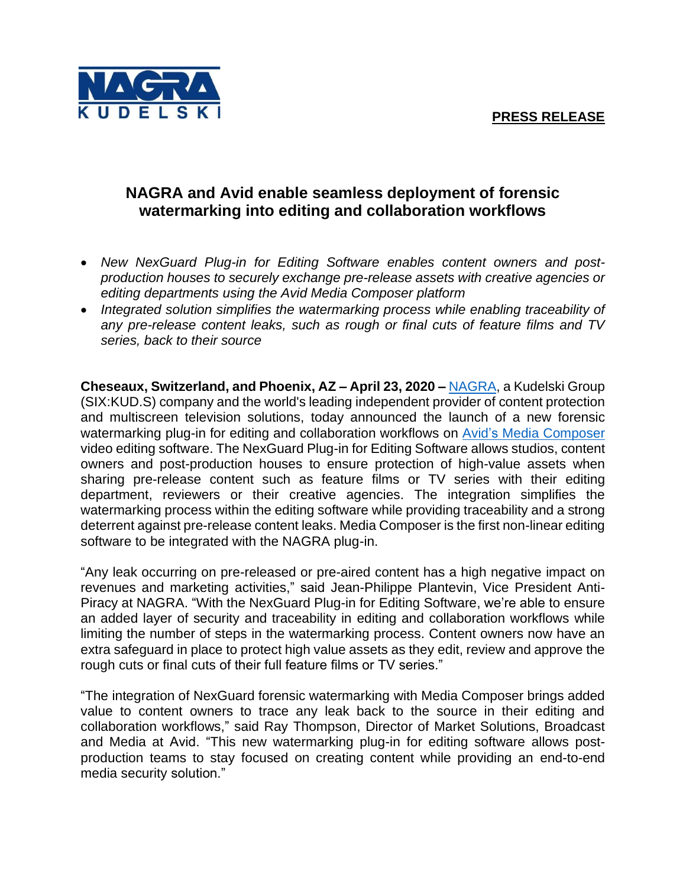**PRESS RELEASE**

## NAGRA and Avid enable seamless deployment of forensic watermarking into editing and collaboration workflows

- *New NexGuard Plug-in for Editing Software enables content owners and post-production houses to securely exchange pre-release assets with creative agencies or editing departments using the Avid Media Composer platform*
- *Integrated solution simplifies the watermarking process while enabling traceability of any pre-release content leaks, such as rough or final cuts of feature films and TV series, back to their source*

**Cheseaux, Switzerland, and Phoenix, AZ – April 23, 2020 –** NAGRA, a Kudelski Group (SIX:KUD.S) company and the world's leading independent provider of content protection and multiscreen television solutions, today announced the launch of a new forensic watermarking plug-in for editing and collaboration workflows on Avid's Media Composer video editing software. The NexGuard Plug-in for Editing Software allows studios, content owners and post-production houses to ensure protection of high-value assets when sharing pre-release content such as feature films or TV series with their editing department, reviewers or their creative agencies. The integration simplifies the watermarking process within the editing software while providing traceability and a strong deterrent against pre-release content leaks. Media Composer is the first non-linear editing software to be integrated with the NAGRA plug-in.

"Any leak occurring on pre-released or pre-aired content has a high negative impact on revenues and marketing activities," said Jean-Philippe Plantevin, Vice President Anti-Piracy at NAGRA. "With the NexGuard Plug-in for Editing Software, we're able to ensure an added layer of security and traceability in editing and collaboration workflows while limiting the number of steps in the watermarking process. Content owners now have an extra safeguard in place to protect high value assets as they edit, review and approve the rough cuts or final cuts of their full feature films or TV series."

"The integration of NexGuard forensic watermarking with Media Composer brings added value to content owners to trace any leak back to the source in their editing and collaboration workflows," said Ray Thompson, Director of Market Solutions, Broadcast and Media at Avid. "This new watermarking plug-in for editing software allows post-production teams to stay focused on creating content while providing an end-to-end media security solution."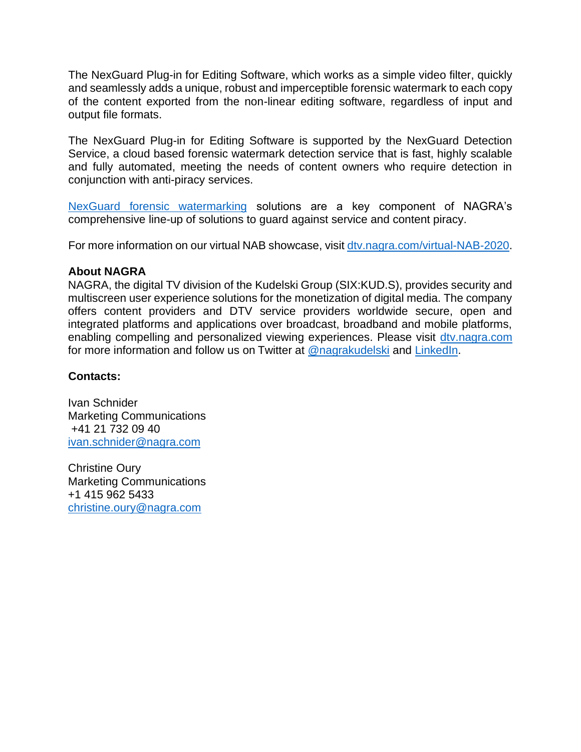The NexGuard Plug-in for Editing Software, which works as a simple video filter, quickly and seamlessly adds a unique, robust and imperceptible forensic watermark to each copy of the content exported from the non-linear editing software, regardless of input and output file formats.

The NexGuard Plug-in for Editing Software is supported by the NexGuard Detection Service, a cloud based forensic watermark detection service that is fast, highly scalable and fully automated, meeting the needs of content owners who require detection in conjunction with anti-piracy services.

NexGuard forensic watermarking solutions are a key component of NAGRA's comprehensive line-up of solutions to guard against service and content piracy.

For more information on our virtual NAB showcase, visit dtv.nagra.com/virtual-NAB-2020.

**About NAGRA**

NAGRA, the digital TV division of the Kudelski Group (SIX:KUD.S), provides security and multiscreen user experience solutions for the monetization of digital media. The company offers content providers and DTV service providers worldwide secure, open and integrated platforms and applications over broadcast, broadband and mobile platforms, enabling compelling and personalized viewing experiences. Please visit dtv.nagra.com for more information and follow us on Twitter at @nagrakudelski and LinkedIn.

**Contacts:**

Ivan Schnider
Marketing Communications
+41 21 732 09 40
ivan.schnider@nagra.com

Christine Oury
Marketing Communications
+1 415 962 5433
christine.oury@nagra.com